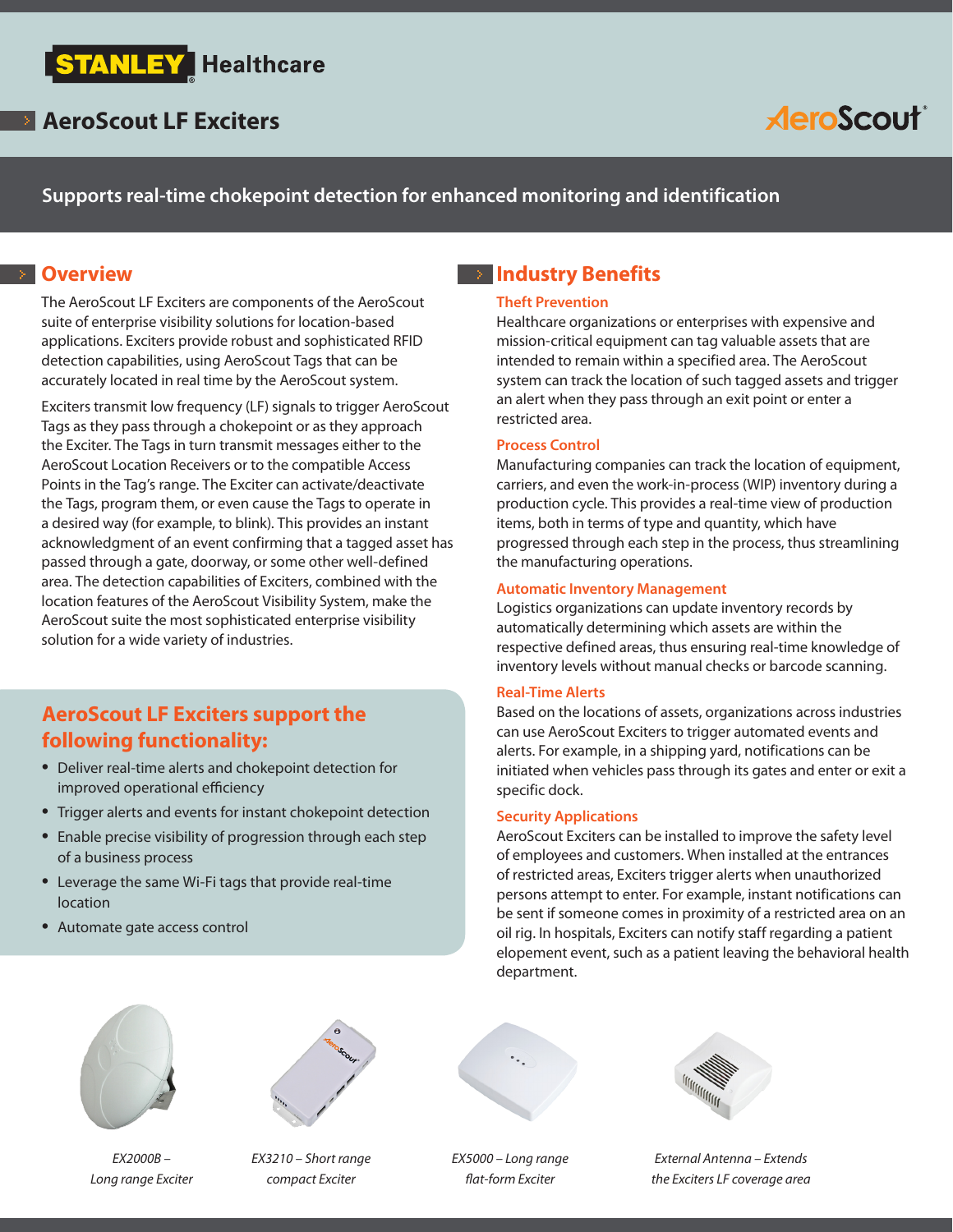STANLEY Healthcare

# AeroScout LF Exciters

AeroScout

**Supports real-time chokepoint detection for enhanced monitoring and identification**

## Overview

The AeroScout LF Exciters are components of the AeroScout suite of enterprise visibility solutions for location-based applications. Exciters provide robust and sophisticated RFID detection capabilities, using AeroScout Tags that can be accurately located in real time by the AeroScout system.

Exciters transmit low frequency (LF) signals to trigger AeroScout Tags as they pass through a chokepoint or as they approach the Exciter. The Tags in turn transmit messages either to the AeroScout Location Receivers or to the compatible Access Points in the Tag's range. The Exciter can activate/deactivate the Tags, program them, or even cause the Tags to operate in a desired way (for example, to blink). This provides an instant acknowledgment of an event confirming that a tagged asset has passed through a gate, doorway, or some other well-defined area. The detection capabilities of Exciters, combined with the location features of the AeroScout Visibility System, make the AeroScout suite the most sophisticated enterprise visibility solution for a wide variety of industries.

### AeroScout LF Exciters support the following functionality:

- Deliver real-time alerts and chokepoint detection for improved operational efficiency
- Trigger alerts and events for instant chokepoint detection
- Enable precise visibility of progression through each step of a business process
- Leverage the same Wi-Fi tags that provide real-time location
- Automate gate access control

## Industry Benefits

### Theft Prevention

Healthcare organizations or enterprises with expensive and mission-critical equipment can tag valuable assets that are intended to remain within a specified area. The AeroScout system can track the location of such tagged assets and trigger an alert when they pass through an exit point or enter a restricted area.

### Process Control

Manufacturing companies can track the location of equipment, carriers, and even the work-in-process (WIP) inventory during a production cycle. This provides a real-time view of production items, both in terms of type and quantity, which have progressed through each step in the process, thus streamlining the manufacturing operations.

### Automatic Inventory Management

Logistics organizations can update inventory records by automatically determining which assets are within the respective defined areas, thus ensuring real-time knowledge of inventory levels without manual checks or barcode scanning.

### Real-Time Alerts

Based on the locations of assets, organizations across industries can use AeroScout Exciters to trigger automated events and alerts. For example, in a shipping yard, notifications can be initiated when vehicles pass through its gates and enter or exit a specific dock.

### Security Applications

AeroScout Exciters can be installed to improve the safety level of employees and customers. When installed at the entrances of restricted areas, Exciters trigger alerts when unauthorized persons attempt to enter. For example, instant notifications can be sent if someone comes in proximity of a restricted area on an oil rig. In hospitals, Exciters can notify staff regarding a patient elopement event, such as a patient leaving the behavioral health department.

*EX2000B – Long range Exciter*

*EX3210 – Short range compact Exciter*

*EX5000 – Long range flat-form Exciter*

*External Antenna – Extends the Exciters LF coverage area*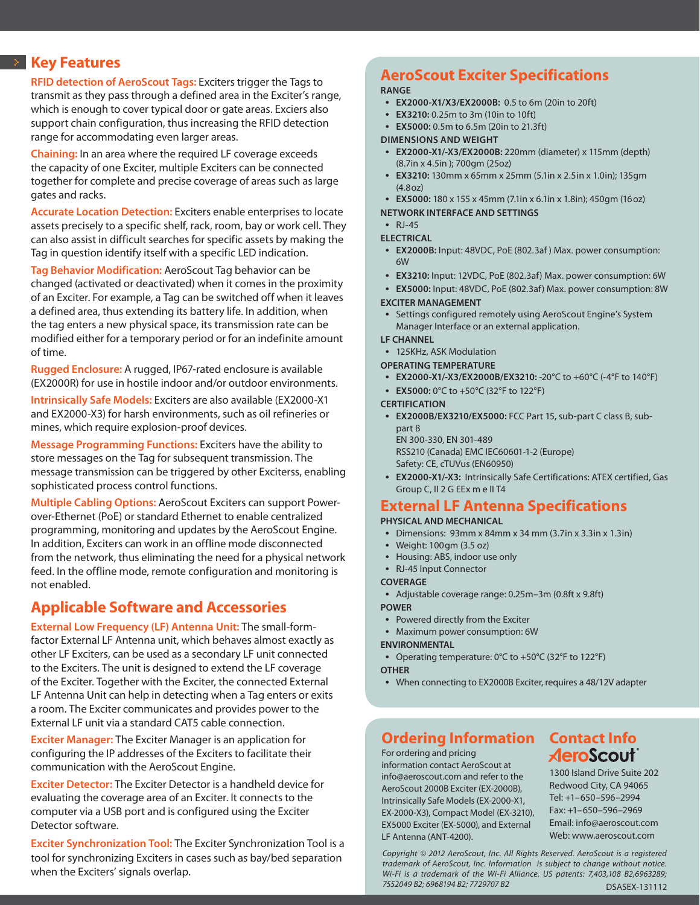## Key Features

**RFID detection of AeroScout Tags:** Exciters trigger the Tags to transmit as they pass through a defined area in the Exciter's range, which is enough to cover typical door or gate areas. Exciers also support chain configuration, thus increasing the RFID detection range for accommodating even larger areas.

**Chaining:** In an area where the required LF coverage exceeds the capacity of one Exciter, multiple Exciters can be connected together for complete and precise coverage of areas such as large gates and racks.

**Accurate Location Detection:** Exciters enable enterprises to locate assets precisely to a specific shelf, rack, room, bay or work cell. They can also assist in difficult searches for specific assets by making the Tag in question identify itself with a specific LED indication.

**Tag Behavior Modification:** AeroScout Tag behavior can be changed (activated or deactivated) when it comes in the proximity of an Exciter. For example, a Tag can be switched off when it leaves a defined area, thus extending its battery life. In addition, when the tag enters a new physical space, its transmission rate can be modified either for a temporary period or for an indefinite amount of time.

**Rugged Enclosure:** A rugged, IP67-rated enclosure is available (EX2000R) for use in hostile indoor and/or outdoor environments.

**Intrinsically Safe Models:** Exciters are also available (EX2000-X1 and EX2000-X3) for harsh environments, such as oil refineries or mines, which require explosion-proof devices.

**Message Programming Functions:** Exciters have the ability to store messages on the Tag for subsequent transmission. The message transmission can be triggered by other Exciterss, enabling sophisticated process control functions.

**Multiple Cabling Options:** AeroScout Exciters can support Power-over-Ethernet (PoE) or standard Ethernet to enable centralized programming, monitoring and updates by the AeroScout Engine. In addition, Exciters can work in an offline mode disconnected from the network, thus eliminating the need for a physical network feed. In the offline mode, remote configuration and monitoring is not enabled.

## Applicable Software and Accessories

**External Low Frequency (LF) Antenna Unit:** The small-form-factor External LF Antenna unit, which behaves almost exactly as other LF Exciters, can be used as a secondary LF unit connected to the Exciters. The unit is designed to extend the LF coverage of the Exciter. Together with the Exciter, the connected External LF Antenna Unit can help in detecting when a Tag enters or exits a room. The Exciter communicates and provides power to the External LF unit via a standard CAT5 cable connection.

**Exciter Manager:** The Exciter Manager is an application for configuring the IP addresses of the Exciters to facilitate their communication with the AeroScout Engine.

**Exciter Detector:** The Exciter Detector is a handheld device for evaluating the coverage area of an Exciter. It connects to the computer via a USB port and is configured using the Exciter Detector software.

**Exciter Synchronization Tool:** The Exciter Synchronization Tool is a tool for synchronizing Exciters in cases such as bay/bed separation when the Exciters' signals overlap.

## AeroScout Exciter Specifications

**RANGE**

- **EX2000-X1/X3/EX2000B:** 0.5 to 6m (20in to 20ft)
- **EX3210:** 0.25m to 3m (10in to 10ft)
- **EX5000:** 0.5m to 6.5m (20in to 21.3ft)

**DIMENSIONS AND WEIGHT**

- **EX2000-X1/-X3/EX2000B:** 220mm (diameter) x 115mm (depth) (8.7in x 4.5in ); 700gm (25oz)
- **EX3210:** 130mm x 65mm x 25mm (5.1in x 2.5in x 1.0in); 135gm (4.8oz)
- **EX5000:** 180 x 155 x 45mm (7.1in x 6.1in x 1.8in); 450gm (16oz)

**NETWORK INTERFACE AND SETTINGS**

- RJ-45

**ELECTRICAL**

- **EX2000B:** Input: 48VDC, PoE (802.3af ) Max. power consumption: 6W
- **EX3210:** Input: 12VDC, PoE (802.3af) Max. power consumption: 6W
- **EX5000:** Input: 48VDC, PoE (802.3af) Max. power consumption: 8W

**EXCITER MANAGEMENT**

- Settings configured remotely using AeroScout Engine's System Manager Interface or an external application.

**LF CHANNEL**

- 125KHz, ASK Modulation

**OPERATING TEMPERATURE**

- **EX2000-X1/-X3/EX2000B/EX3210:** -20°C to +60°C (-4°F to 140°F)
- **EX5000:** 0°C to +50°C (32°F to 122°F)

**CERTIFICATION**

- **EX2000B/EX3210/EX5000:** FCC Part 15, sub-part C class B, sub-part B
  EN 300-330, EN 301-489
  RSS210 (Canada) EMC IEC60601-1-2 (Europe)
  Safety: CE, cTUVus (EN60950)
- **EX2000-X1/-X3:** Intrinsically Safe Certifications: ATEX certified, Gas Group C, II 2 G EEx m e II T4

## External LF Antenna Specifications

**PHYSICAL AND MECHANICAL**

- Dimensions: 93mm x 84mm x 34 mm (3.7in x 3.3in x 1.3in)
- Weight: 100gm (3.5 oz)
- Housing: ABS, indoor use only
- RJ-45 Input Connector

**COVERAGE**

- Adjustable coverage range: 0.25m–3m (0.8ft x 9.8ft)

**POWER**

- Powered directly from the Exciter
- Maximum power consumption: 6W

**ENVIRONMENTAL**

- Operating temperature: 0°C to +50°C (32°F to 122°F)

**OTHER**

- When connecting to EX2000B Exciter, requires a 48/12V adapter

## Ordering Information

For ordering and pricing information contact AeroScout at info@aeroscout.com and refer to the AeroScout 2000B Exciter (EX-2000B), Intrinsically Safe Models (EX-2000-X1, EX-2000-X3), Compact Model (EX-3210), EX5000 Exciter (EX-5000), and External LF Antenna (ANT-4200).

## Contact Info

AeroScout

1300 Island Drive Suite 202
Redwood City, CA 94065
Tel: +1–650–596–2994
Fax: +1–650–596–2969
Email: info@aeroscout.com
Web: www.aeroscout.com

*Copyright © 2012 AeroScout, Inc. All Rights Reserved. AeroScout is a registered trademark of AeroScout, Inc. Information is subject to change without notice. Wi-Fi is a trademark of the Wi-Fi Alliance. US patents: 7,403,108 B2,6963289; 7552049 B2; 6968194 B2; 7729707 B2*

DSASEX-131112